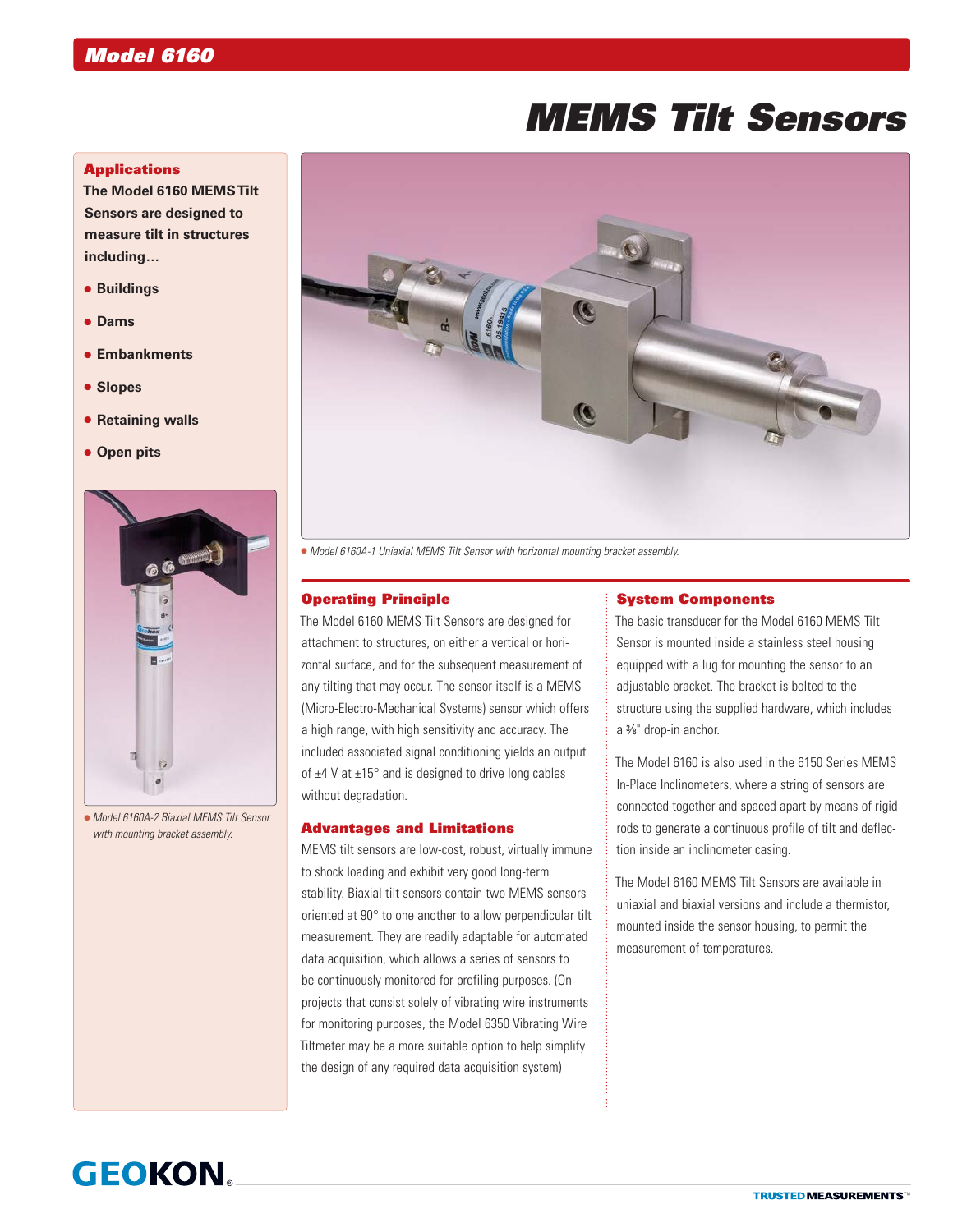# Model 6160

# MEMS Tilt Sensors

## Applications

**The Model 6160 MEMS Tilt Sensors are designed to measure tilt in structures including…**

- **Buildings**
- **Dams**
- **Embankments**
- **Slopes**
- **Retaining walls**
- **Open pits**

*Model 6160A-2 Biaxial MEMS Tilt Sensor with mounting bracket assembly.*

*Model 6160A-1 Uniaxial MEMS Tilt Sensor with horizontal mounting bracket assembly.*

## Operating Principle

The Model 6160 MEMS Tilt Sensors are designed for attachment to structures, on either a vertical or horizontal surface, and for the subsequent measurement of any tilting that may occur. The sensor itself is a MEMS (Micro-Electro-Mechanical Systems) sensor which offers a high range, with high sensitivity and accuracy. The included associated signal conditioning yields an output of ±4 V at ±15° and is designed to drive long cables without degradation.

## Advantages and Limitations

MEMS tilt sensors are low-cost, robust, virtually immune to shock loading and exhibit very good long-term stability. Biaxial tilt sensors contain two MEMS sensors oriented at 90° to one another to allow perpendicular tilt measurement. They are readily adaptable for automated data acquisition, which allows a series of sensors to be continuously monitored for profiling purposes. (On projects that consist solely of vibrating wire instruments for monitoring purposes, the Model 6350 Vibrating Wire Tiltmeter may be a more suitable option to help simplify the design of any required data acquisition system)

## System Components

The basic transducer for the Model 6160 MEMS Tilt Sensor is mounted inside a stainless steel housing equipped with a lug for mounting the sensor to an adjustable bracket. The bracket is bolted to the structure using the supplied hardware, which includes a ⅜" drop-in anchor.

The Model 6160 is also used in the 6150 Series MEMS In-Place Inclinometers, where a string of sensors are connected together and spaced apart by means of rigid rods to generate a continuous profile of tilt and deflection inside an inclinometer casing.

The Model 6160 MEMS Tilt Sensors are available in uniaxial and biaxial versions and include a thermistor, mounted inside the sensor housing, to permit the measurement of temperatures.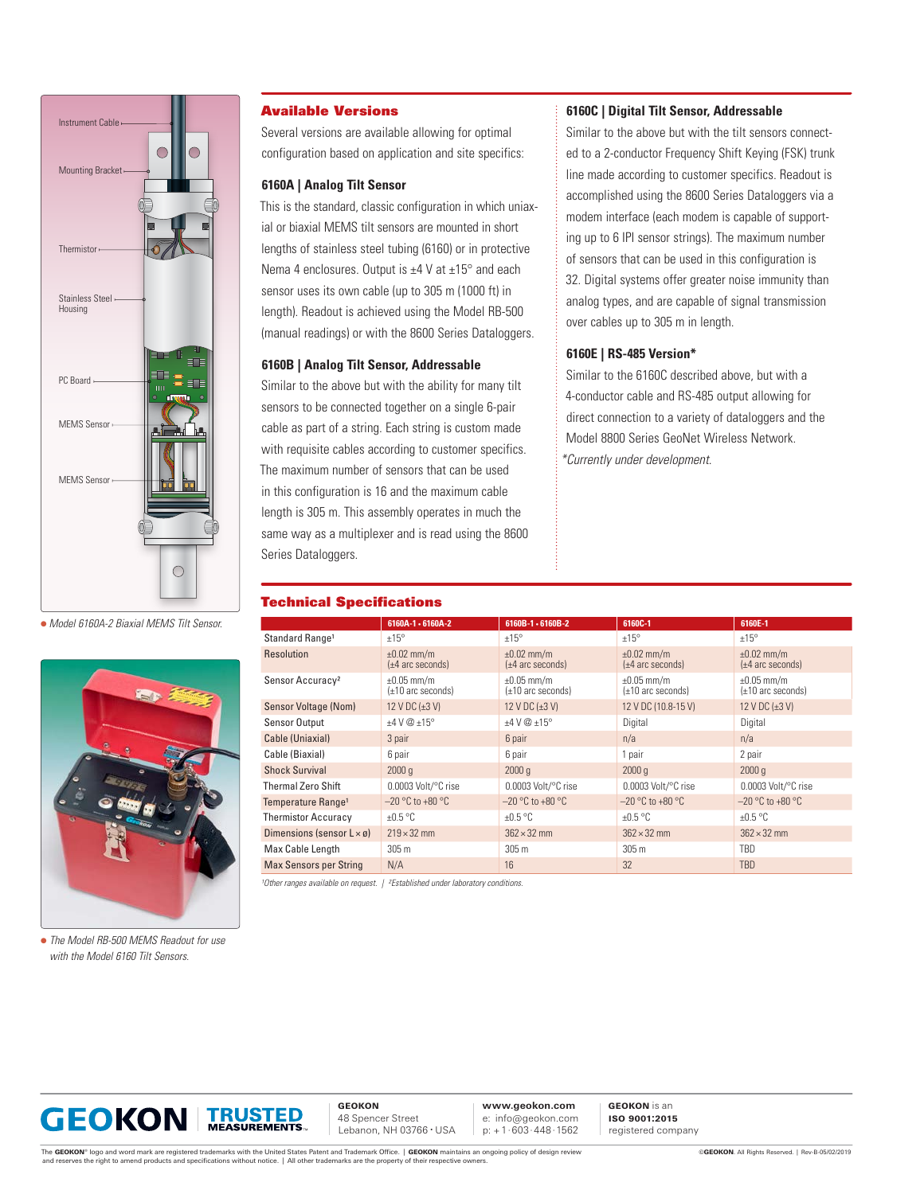Instrument Cable

Mounting Bracket

Thermistor

Stainless Steel Housing

PC Board

MEMS Sensor

MEMS Sensor

*Model 6160A-2 Biaxial MEMS Tilt Sensor.*

*The Model RB-500 MEMS Readout for use with the Model 6160 Tilt Sensors.*

## Available Versions

Several versions are available allowing for optimal configuration based on application and site specifics:

### 6160A | Analog Tilt Sensor

This is the standard, classic configuration in which uniaxial or biaxial MEMS tilt sensors are mounted in short lengths of stainless steel tubing (6160) or in protective Nema 4 enclosures. Output is ±4 V at ±15° and each sensor uses its own cable (up to 305 m (1000 ft) in length). Readout is achieved using the Model RB-500 (manual readings) or with the 8600 Series Dataloggers.

### 6160B | Analog Tilt Sensor, Addressable

Similar to the above but with the ability for many tilt sensors to be connected together on a single 6-pair cable as part of a string. Each string is custom made with requisite cables according to customer specifics. The maximum number of sensors that can be used in this configuration is 16 and the maximum cable length is 305 m. This assembly operates in much the same way as a multiplexer and is read using the 8600 Series Dataloggers.

### 6160C | Digital Tilt Sensor, Addressable

Similar to the above but with the tilt sensors connected to a 2-conductor Frequency Shift Keying (FSK) trunk line made according to customer specifics. Readout is accomplished using the 8600 Series Dataloggers via a modem interface (each modem is capable of supporting up to 6 IPI sensor strings). The maximum number of sensors that can be used in this configuration is 32. Digital systems offer greater noise immunity than analog types, and are capable of signal transmission over cables up to 305 m in length.

### 6160E | RS-485 Version*

Similar to the 6160C described above, but with a 4-conductor cable and RS-485 output allowing for direct connection to a variety of dataloggers and the Model 8800 Series GeoNet Wireless Network.

*\*Currently under development.*

## Technical Specifications

| | 6160A-1 · 6160A-2 | 6160B-1 · 6160B-2 | 6160C-1 | 6160E-1 |
|---|---|---|---|---|
| Standard Range[1] | ±15° | ±15° | ±15° | ±15° |
| Resolution | ±0.02 mm/m (±4 arc seconds) | ±0.02 mm/m (±4 arc seconds) | ±0.02 mm/m (±4 arc seconds) | ±0.02 mm/m (±4 arc seconds) |
| Sensor Accuracy[2] | ±0.05 mm/m (±10 arc seconds) | ±0.05 mm/m (±10 arc seconds) | ±0.05 mm/m (±10 arc seconds) | ±0.05 mm/m (±10 arc seconds) |
| Sensor Voltage (Nom) | 12 V DC (±3 V) | 12 V DC (±3 V) | 12 V DC (10.8-15 V) | 12 V DC (±3 V) |
| Sensor Output | ±4 V @ ±15° | ±4 V @ ±15° | Digital | Digital |
| Cable (Uniaxial) | 3 pair | 6 pair | n/a | n/a |
| Cable (Biaxial) | 6 pair | 6 pair | 1 pair | 2 pair |
| Shock Survival | 2000 g | 2000 g | 2000 g | 2000 g |
| Thermal Zero Shift | 0.0003 Volt/°C rise | 0.0003 Volt/°C rise | 0.0003 Volt/°C rise | 0.0003 Volt/°C rise |
| Temperature Range[1] | −20 °C to +80 °C | −20 °C to +80 °C | −20 °C to +80 °C | −20 °C to +80 °C |
| Thermistor Accuracy | ±0.5 °C | ±0.5 °C | ±0.5 °C | ±0.5 °C |
| Dimensions (sensor L × ø) | 219 × 32 mm | 362 × 32 mm | 362 × 32 mm | 362 × 32 mm |
| Max Cable Length | 305 m | 305 m | 305 m | TBD |
| Max Sensors per String | N/A | 16 | 32 | TBD |

*[1]Other ranges available on request. | [2]Established under laboratory conditions.*

GEOKON TRUSTED MEASUREMENTS™

**GEOKON**
48 Spencer Street
Lebanon, NH 03766 · USA

**www.geokon.com**
e: info@geokon.com
p: +1 · 603 · 448 · 1562

**GEOKON** is an **ISO 9001:2015** registered company

The **GEOKON**® logo and word mark are registered trademarks with the United States Patent and Trademark Office. | **GEOKON** maintains an ongoing policy of design review and reserves the right to amend products and specifications without notice. | All other trademarks are the property of their respective owners.

©**GEOKON**. All Rights Reserved. | Rev-B-05/02/2019